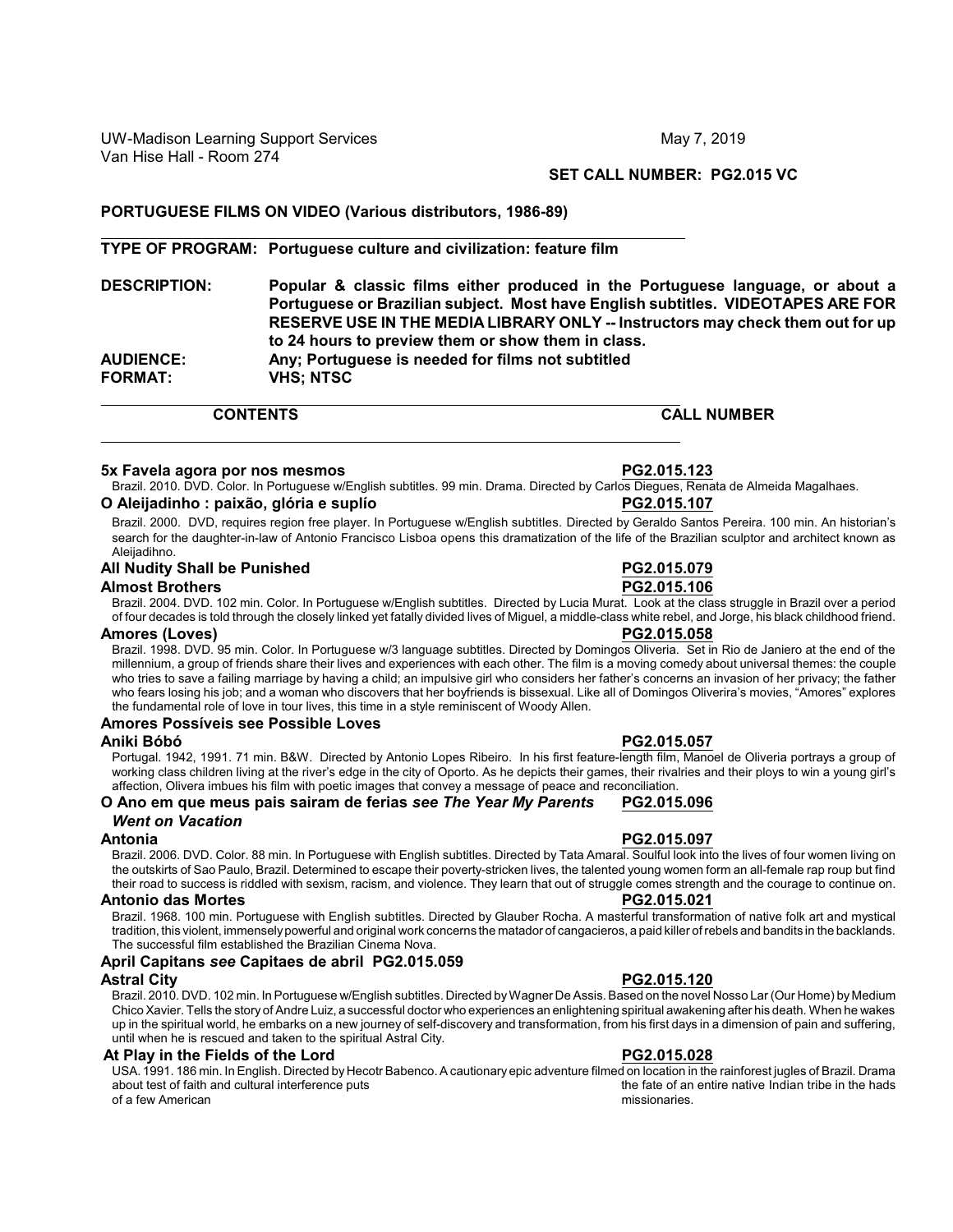UW-Madison Learning Support Services
Van Hise Hall - Room 274

May 7, 2019

**SET CALL NUMBER: PG2.015 VC**

**PORTUGUESE FILMS ON VIDEO (Various distributors, 1986-89)**

**TYPE OF PROGRAM:** **Portuguese culture and civilization: feature film**

**DESCRIPTION:** **Popular & classic films either produced in the Portuguese language, or about a Portuguese or Brazilian subject. Most have English subtitles. VIDEOTAPES ARE FOR RESERVE USE IN THE MEDIA LIBRARY ONLY -- Instructors may check them out for up to 24 hours to preview them or show them in class.**

**AUDIENCE:** **Any; Portuguese is needed for films not subtitled**

**FORMAT:** **VHS; NTSC**

| CONTENTS | CALL NUMBER |
|---|---|

**5x Favela agora por nos mesmos** — **PG2.015.123**

Brazil. 2010. DVD. Color. In Portuguese w/English subtitles. 99 min. Drama. Directed by Carlos Diegues, Renata de Almeida Magalhaes.

**O Aleijadinho : paixão, glória e suplío** — **PG2.015.107**

Brazil. 2000. DVD, requires region free player. In Portuguese w/English subtitles. Directed by Geraldo Santos Pereira. 100 min. An historian's search for the daughter-in-law of Antonio Francisco Lisboa opens this dramatization of the life of the Brazilian sculptor and architect known as Aleijadihno.

**All Nudity Shall be Punished** — **PG2.015.079**

**Almost Brothers** — **PG2.015.106**

Brazil. 2004. DVD. 102 min. Color. In Portuguese w/English subtitles. Directed by Lucia Murat. Look at the class struggle in Brazil over a period of four decades is told through the closely linked yet fatally divided lives of Miguel, a middle-class white rebel, and Jorge, his black childhood friend.

**Amores (Loves)** — **PG2.015.058**

Brazil. 1998. DVD. 95 min. Color. In Portuguese w/3 language subtitles. Directed by Domingos Oliveria. Set in Rio de Janiero at the end of the millennium, a group of friends share their lives and experiences with each other. The film is a moving comedy about universal themes: the couple who tries to save a failing marriage by having a child; an impulsive girl who considers her father's concerns an invasion of her privacy; the father who fears losing his job; and a woman who discovers that her boyfriends is bissexual. Like all of Domingos Oliverira's movies, "Amores" explores the fundamental role of love in tour lives, this time in a style reminiscent of Woody Allen.

**Amores Possíveis see Possible Loves**

**Aniki Bóbó** — **PG2.015.057**

Portugal. 1942, 1991. 71 min. B&W. Directed by Antonio Lopes Ribeiro. In his first feature-length film, Manoel de Oliveria portrays a group of working class children living at the river's edge in the city of Oporto. As he depicts their games, their rivalries and their ploys to win a young girl's affection, Olivera imbues his film with poetic images that convey a message of peace and reconciliation.

**O Ano em que meus pais sairam de ferias *see The Year My Parents Went on Vacation*** — **PG2.015.096**

**Antonia** — **PG2.015.097**

Brazil. 2006. DVD. Color. 88 min. In Portuguese with English subtitles. Directed by Tata Amaral. Soulful look into the lives of four women living on the outskirts of Sao Paulo, Brazil. Determined to escape their poverty-stricken lives, the talented young women form an all-female rap roup but find their road to success is riddled with sexism, racism, and violence. They learn that out of struggle comes strength and the courage to continue on.

**Antonio das Mortes** — **PG2.015.021**

Brazil. 1968. 100 min. Portuguese with English subtitles. Directed by Glauber Rocha. A masterful transformation of native folk art and mystical tradition, this violent, immensely powerful and original work concerns the matador of cangacieros, a paid killer of rebels and bandits in the backlands. The successful film established the Brazilian Cinema Nova.

**April Capitans *see* Capitaes de abril PG2.015.059**

**Astral City** — **PG2.015.120**

Brazil. 2010. DVD. 102 min. In Portuguese w/English subtitles. Directed by Wagner De Assis. Based on the novel Nosso Lar (Our Home) by Medium Chico Xavier. Tells the story of Andre Luiz, a successful doctor who experiences an enlightening spiritual awakening after his death. When he wakes up in the spiritual world, he embarks on a new journey of self-discovery and transformation, from his first days in a dimension of pain and suffering, until when he is rescued and taken to the spiritual Astral City.

**At Play in the Fields of the Lord** — **PG2.015.028**

USA. 1991. 186 min. In English. Directed by Hecotr Babenco. A cautionary epic adventure filmed on location in the rainforest jugles of Brazil. Drama about test of faith and cultural interference puts the fate of an entire native Indian tribe in the hads of a few American missionaries.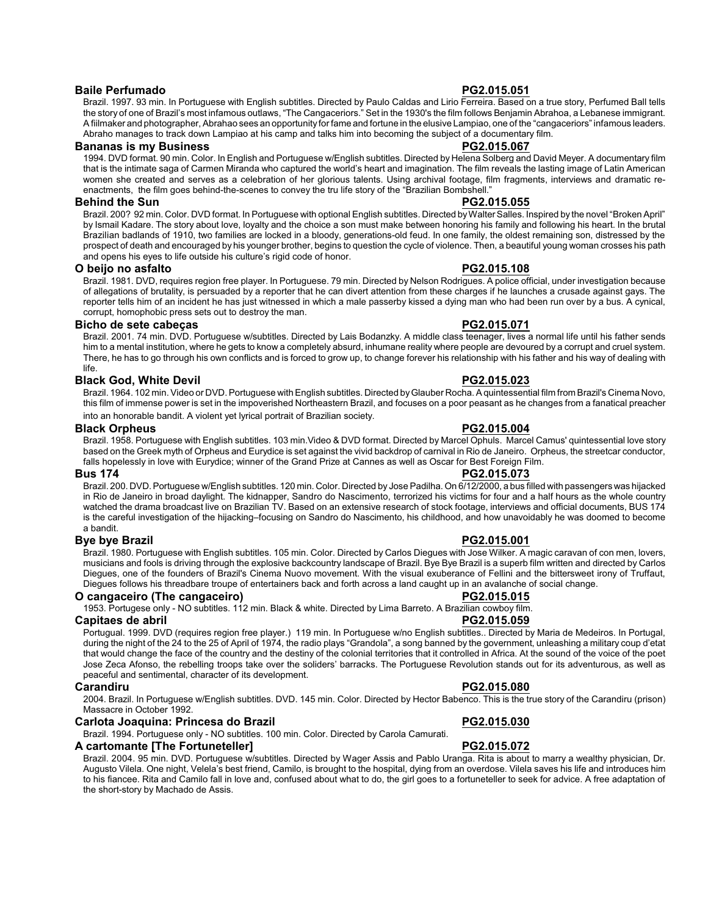**Baile Perfumado** **PG2.015.051**

Brazil. 1997. 93 min. In Portuguese with English subtitles. Directed by Paulo Caldas and Lirio Ferreira. Based on a true story, Perfumed Ball tells the story of one of Brazil's most infamous outlaws, "The Cangaceriors." Set in the 1930's the film follows Benjamin Abrahoa, a Lebanese immigrant. A fiilmaker and photographer, Abrahao sees an opportunity for fame and fortune in the elusive Lampiao, one of the "cangaceriors" infamous leaders. Abraho manages to track down Lampiao at his camp and talks him into becoming the subject of a documentary film.

**Bananas is my Business** **PG2.015.067**

1994. DVD format. 90 min. Color. In English and Portuguese w/English subtitles. Directed by Helena Solberg and David Meyer. A documentary film that is the intimate saga of Carmen Miranda who captured the world's heart and imagination. The film reveals the lasting image of Latin American women she created and serves as a celebration of her glorious talents. Using archival footage, film fragments, interviews and dramatic re-enactments, the film goes behind-the-scenes to convey the tru life story of the "Brazilian Bombshell."

**Behind the Sun** **PG2.015.055**

Brazil. 200? 92 min. Color. DVD format. In Portuguese with optional English subtitles. Directed by Walter Salles. Inspired by the novel "Broken April" by Ismail Kadare. The story about love, loyalty and the choice a son must make between honoring his family and following his heart. In the brutal Brazilian badlands of 1910, two families are locked in a bloody, generations-old feud. In one family, the oldest remaining son, distressed by the prospect of death and encouraged by his younger brother, begins to question the cycle of violence. Then, a beautiful young woman crosses his path and opens his eyes to life outside his culture's rigid code of honor.

**O beijo no asfalto** **PG2.015.108**

Brazil. 1981. DVD, requires region free player. In Portuguese. 79 min. Directed by Nelson Rodrigues. A police official, under investigation because of allegations of brutality, is persuaded by a reporter that he can divert attention from these charges if he launches a crusade against gays. The reporter tells him of an incident he has just witnessed in which a male passerby kissed a dying man who had been run over by a bus. A cynical, corrupt, homophobic press sets out to destroy the man.

**Bicho de sete cabeças** **PG2.015.071**

Brazil. 2001. 74 min. DVD. Portuguese w/subtitles. Directed by Lais Bodanzky. A middle class teenager, lives a normal life until his father sends him to a mental institution, where he gets to know a completely absurd, inhumane reality where people are devoured by a corrupt and cruel system. There, he has to go through his own conflicts and is forced to grow up, to change forever his relationship with his father and his way of dealing with life.

**Black God, White Devil** **PG2.015.023**

Brazil. 1964. 102 min. Video or DVD. Portuguese with English subtitles. Directed by Glauber Rocha. A quintessential film from Brazil's Cinema Novo, this film of immense power is set in the impoverished Northeastern Brazil, and focuses on a poor peasant as he changes from a fanatical preacher into an honorable bandit. A violent yet lyrical portrait of Brazilian society.

**Black Orpheus** **PG2.015.004**

Brazil. 1958. Portuguese with English subtitles. 103 min.Video & DVD format. Directed by Marcel Ophuls. Marcel Camus' quintessential love story based on the Greek myth of Orpheus and Eurydice is set against the vivid backdrop of carnival in Rio de Janeiro. Orpheus, the streetcar conductor, falls hopelessly in love with Eurydice; winner of the Grand Prize at Cannes as well as Oscar for Best Foreign Film.

**Bus 174** **PG2.015.073**

Brazil. 200. DVD. Portuguese w/English subtitles. 120 min. Color. Directed by Jose Padilha. On 6/12/2000, a bus filled with passengers was hijacked in Rio de Janeiro in broad daylight. The kidnapper, Sandro do Nascimento, terrorized his victims for four and a half hours as the whole country watched the drama broadcast live on Brazilian TV. Based on an extensive research of stock footage, interviews and official documents, BUS 174 is the careful investigation of the hijacking–focusing on Sandro do Nascimento, his childhood, and how unavoidably he was doomed to become a bandit.

**Bye bye Brazil** **PG2.015.001**

Brazil. 1980. Portuguese with English subtitles. 105 min. Color. Directed by Carlos Diegues with Jose Wilker. A magic caravan of con men, lovers, musicians and fools is driving through the explosive backcountry landscape of Brazil. Bye Bye Brazil is a superb film written and directed by Carlos Diegues, one of the founders of Brazil's Cinema Nuovo movement. With the visual exuberance of Fellini and the bittersweet irony of Truffaut, Diegues follows his threadbare troupe of entertainers back and forth across a land caught up in an avalanche of social change.

**O cangaceiro (The cangaceiro)** **PG2.015.015**

1953. Portugese only - NO subtitles. 112 min. Black & white. Directed by Lima Barreto. A Brazilian cowboy film.

**Capitaes de abril** **PG2.015.059**

Portugual. 1999. DVD (requires region free player.) 119 min. In Portuguese w/no English subtitles.. Directed by Maria de Medeiros. In Portugal, during the night of the 24 to the 25 of April of 1974, the radio plays "Grandola", a song banned by the government, unleashing a military coup d'etat that would change the face of the country and the destiny of the colonial territories that it controlled in Africa. At the sound of the voice of the poet Jose Zeca Afonso, the rebelling troops take over the soliders' barracks. The Portuguese Revolution stands out for its adventurous, as well as peaceful and sentimental, character of its development.

**Carandiru** **PG2.015.080**

2004. Brazil. In Portuguese w/English subtitles. DVD. 145 min. Color. Directed by Hector Babenco. This is the true story of the Carandiru (prison) Massacre in October 1992.

**Carlota Joaquina: Princesa do Brazil** **PG2.015.030**

Brazil. 1994. Portuguese only - NO subtitles. 100 min. Color. Directed by Carola Camurati.

**A cartomante [The Fortuneteller]** **PG2.015.072**

Brazil. 2004. 95 min. DVD. Portuguese w/subtitles. Directed by Wager Assis and Pablo Uranga. Rita is about to marry a wealthy physician, Dr. Augusto Vilela. One night, Velela's best friend, Camilo, is brought to the hospital, dying from an overdose. Vilela saves his life and introduces him to his fiancee. Rita and Camilo fall in love and, confused about what to do, the girl goes to a fortuneteller to seek for advice. A free adaptation of the short-story by Machado de Assis.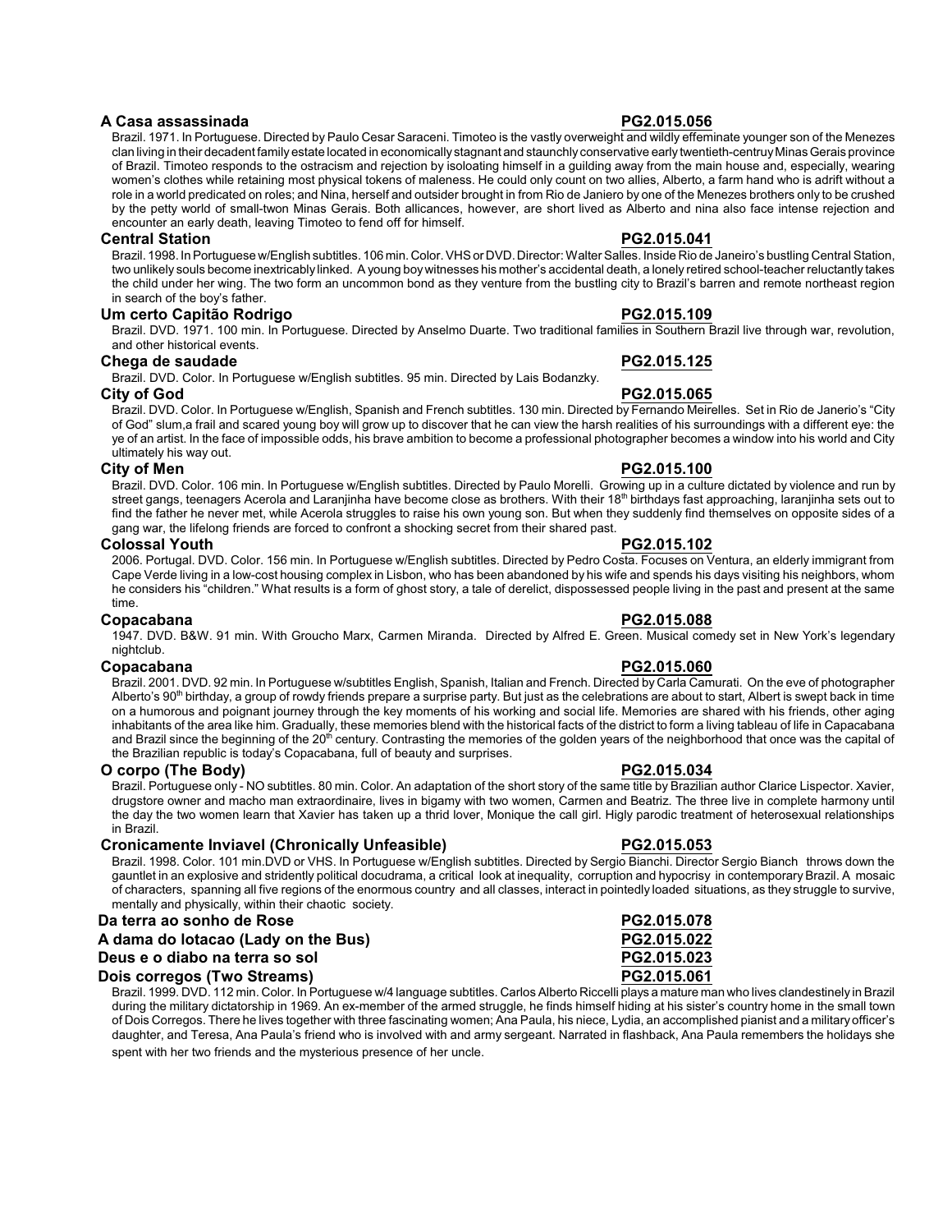**A Casa assassinada** **PG2.015.056**

Brazil. 1971. In Portuguese. Directed by Paulo Cesar Saraceni. Timoteo is the vastly overweight and wildly effeminate younger son of the Menezes clan living in their decadent family estate located in economically stagnant and staunchly conservative early twentieth-centruy Minas Gerais province of Brazil. Timoteo responds to the ostracism and rejection by isoloating himself in a guilding away from the main house and, especially, wearing women's clothes while retaining most physical tokens of maleness. He could only count on two allies, Alberto, a farm hand who is adrift without a role in a world predicated on roles; and Nina, herself and outsider brought in from Rio de Janiero by one of the Menezes brothers only to be crushed by the petty world of small-twon Minas Gerais. Both allicances, however, are short lived as Alberto and nina also face intense rejection and encounter an early death, leaving Timoteo to fend off for himself.

**Central Station** **PG2.015.041**

Brazil. 1998. In Portuguese w/English subtitles. 106 min. Color. VHS or DVD. Director: Walter Salles. Inside Rio de Janeiro's bustling Central Station, two unlikely souls become inextricably linked. A young boy witnesses his mother's accidental death, a lonely retired school-teacher reluctantly takes the child under her wing. The two form an uncommon bond as they venture from the bustling city to Brazil's barren and remote northeast region in search of the boy's father.

**Um certo Capitão Rodrigo** **PG2.015.109**

Brazil. DVD. 1971. 100 min. In Portuguese. Directed by Anselmo Duarte. Two traditional families in Southern Brazil live through war, revolution, and other historical events.

**Chega de saudade** **PG2.015.125**

Brazil. DVD. Color. In Portuguese w/English subtitles. 95 min. Directed by Lais Bodanzky.

**City of God** **PG2.015.065**

Brazil. DVD. Color. In Portuguese w/English, Spanish and French subtitles. 130 min. Directed by Fernando Meirelles. Set in Rio de Janerio's "City of God" slum,a frail and scared young boy will grow up to discover that he can view the harsh realities of his surroundings with a different eye: the ye of an artist. In the face of impossible odds, his brave ambition to become a professional photographer becomes a window into his world and City ultimately his way out.

**City of Men** **PG2.015.100**

Brazil. DVD. Color. 106 min. In Portuguese w/English subtitles. Directed by Paulo Morelli. Growing up in a culture dictated by violence and run by street gangs, teenagers Acerola and Laranjinha have become close as brothers. With their 18th birthdays fast approaching, laranjinha sets out to find the father he never met, while Acerola struggles to raise his own young son. But when they suddenly find themselves on opposite sides of a gang war, the lifelong friends are forced to confront a shocking secret from their shared past.

**Colossal Youth** **PG2.015.102**

2006. Portugal. DVD. Color. 156 min. In Portuguese w/English subtitles. Directed by Pedro Costa. Focuses on Ventura, an elderly immigrant from Cape Verde living in a low-cost housing complex in Lisbon, who has been abandoned by his wife and spends his days visiting his neighbors, whom he considers his "children." What results is a form of ghost story, a tale of derelict, dispossessed people living in the past and present at the same time.

**Copacabana** **PG2.015.088**

1947. DVD. B&W. 91 min. With Groucho Marx, Carmen Miranda. Directed by Alfred E. Green. Musical comedy set in New York's legendary nightclub.

**Copacabana** **PG2.015.060**

Brazil. 2001. DVD. 92 min. In Portuguese w/subtitles English, Spanish, Italian and French. Directed by Carla Camurati. On the eve of photographer Alberto's 90th birthday, a group of rowdy friends prepare a surprise party. But just as the celebrations are about to start, Albert is swept back in time on a humorous and poignant journey through the key moments of his working and social life. Memories are shared with his friends, other aging inhabitants of the area like him. Gradually, these memories blend with the historical facts of the district to form a living tableau of life in Capacabana and Brazil since the beginning of the 20th century. Contrasting the memories of the golden years of the neighborhood that once was the capital of the Brazilian republic is today's Copacabana, full of beauty and surprises.

**O corpo (The Body)** **PG2.015.034**

Brazil. Portuguese only - NO subtitles. 80 min. Color. An adaptation of the short story of the same title by Brazilian author Clarice Lispector. Xavier, drugstore owner and macho man extraordinaire, lives in bigamy with two women, Carmen and Beatriz. The three live in complete harmony until the day the two women learn that Xavier has taken up a thrid lover, Monique the call girl. Higly parodic treatment of heterosexual relationships in Brazil.

**Cronicamente Inviavel (Chronically Unfeasible)** **PG2.015.053**

Brazil. 1998. Color. 101 min.DVD or VHS. In Portuguese w/English subtitles. Directed by Sergio Bianchi. Director Sergio Bianch throws down the gauntlet in an explosive and stridently political docudrama, a critical look at inequality, corruption and hypocrisy in contemporary Brazil. A mosaic of characters, spanning all five regions of the enormous country and all classes, interact in pointedly loaded situations, as they struggle to survive, mentally and physically, within their chaotic society.

**Da terra ao sonho de Rose** **PG2.015.078**

**A dama do lotacao (Lady on the Bus)** **PG2.015.022**

**Deus e o diabo na terra so sol** **PG2.015.023**

**Dois corregos (Two Streams)** **PG2.015.061**

Brazil. 1999. DVD. 112 min. Color. In Portuguese w/4 language subtitles. Carlos Alberto Riccelli plays a mature man who lives clandestinely in Brazil during the military dictatorship in 1969. An ex-member of the armed struggle, he finds himself hiding at his sister's country home in the small town of Dois Corregos. There he lives together with three fascinating women; Ana Paula, his niece, Lydia, an accomplished pianist and a military officer's daughter, and Teresa, Ana Paula's friend who is involved with and army sergeant. Narrated in flashback, Ana Paula remembers the holidays she spent with her two friends and the mysterious presence of her uncle.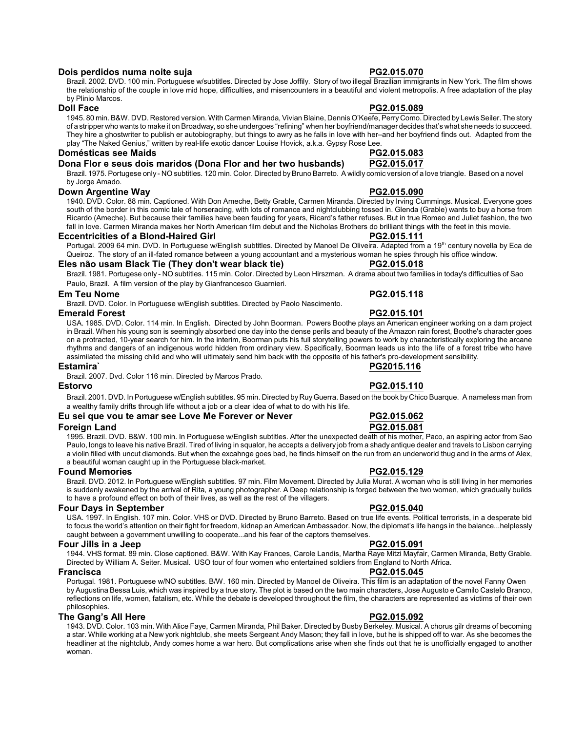**Dois perdidos numa noite suja** **PG2.015.070**

Brazil. 2002. DVD. 100 min. Portuguese w/subtitles. Directed by Jose Joffily. Story of two illegal Brazilian immigrants in New York. The film shows the relationship of the couple in love mid hope, difficulties, and misencounters in a beautiful and violent metropolis. A free adaptation of the play by Plinio Marcos.

**Doll Face** **PG2.015.089**

1945. 80 min. B&W. DVD. Restored version. With Carmen Miranda, Vivian Blaine, Dennis O'Keefe, Perry Como. Directed by Lewis Seiler. The story of a stripper who wants to make it on Broadway, so she undergoes "refining" when her boyfriend/manager decides that's what she needs to succeed. They hire a ghostwriter to publish er autobiography, but things to awry as he falls in love with her–and her boyfriend finds out. Adapted from the play "The Naked Genius," written by real-life exotic dancer Louise Hovick, a.k.a. Gypsy Rose Lee.

**Domésticas see Maids** **PG2.015.083**

**Dona Flor e seus dois maridos (Dona Flor and her two husbands)** **PG2.015.017**

Brazil. 1975. Portugese only - NO subtitles. 120 min. Color. Directed by Bruno Barreto. A wildly comic version of a love triangle. Based on a novel by Jorge Amado.

**Down Argentine Way** **PG2.015.090**

1940. DVD. Color. 88 min. Captioned. With Don Ameche, Betty Grable, Carmen Miranda. Directed by Irving Cummings. Musical. Everyone goes south of the border in this comic tale of horseracing, with lots of romance and nightclubbing tossed in. Glenda (Grable) wants to buy a horse from Ricardo (Ameche). But because their families have been feuding for years, Ricard's father refuses. But in true Romeo and Juliet fashion, the two fall in love. Carmen Miranda makes her North American film debut and the Nicholas Brothers do brilliant things with the feet in this movie.

**Eccentricities of a Blond-Haired Girl** **PG2.015.111**

Portugal. 2009 64 min. DVD. In Portuguese w/English subtitles. Directed by Manoel De Oliveira. Adapted from a 19th century novella by Eca de Queiroz. The story of an ill-fated romance between a young accountant and a mysterious woman he spies through his office window.

**Eles não usam Black Tie (They don't wear black tie)** **PG2.015.018**

Brazil. 1981. Portugese only - NO subtitles. 115 min. Color. Directed by Leon Hirszman. A drama about two families in today's difficulties of Sao Paulo, Brazil. A film version of the play by Gianfrancesco Guarnieri.

**Em Teu Nome** **PG2.015.118**

Brazil. DVD. Color. In Portuguese w/English subtitles. Directed by Paolo Nascimento.

**Emerald Forest** **PG2.015.101**

USA. 1985. DVD. Color. 114 min. In English. Directed by John Boorman. Powers Boothe plays an American engineer working on a dam project in Brazil. When his young son is seemingly absorbed one day into the dense perils and beauty of the Amazon rain forest, Boothe's character goes on a protracted, 10-year search for him. In the interim, Boorman puts his full storytelling powers to work by characteristically exploring the arcane rhythms and dangers of an indigenous world hidden from ordinary view. Specifically, Boorman leads us into the life of a forest tribe who have assimilated the missing child and who will ultimately send him back with the opposite of his father's pro-development sensibility.

**Estamira`** **PG2015.116**

Brazil. 2007. Dvd. Color 116 min. Directed by Marcos Prado.

**Estorvo** **PG2.015.110**

Brazil. 2001. DVD. In Portuguese w/English subtitles. 95 min. Directed by Ruy Guerra. Based on the book by Chico Buarque. A nameless man from a wealthy family drifts through life without a job or a clear idea of what to do with his life.

**Eu sei que vou te amar see Love Me Forever or Never** **PG2.015.062**

**Foreign Land** **PG2.015.081**

1995. Brazil. DVD. B&W. 100 min. In Portuguese w/English subtitles. After the unexpected death of his mother, Paco, an aspiring actor from Sao Paulo, longs to leave his native Brazil. Tired of living in squalor, he accepts a delivery job from a shady antique dealer and travels to Lisbon carrying a violin filled with uncut diamonds. But when the excahnge goes bad, he finds himself on the run from an underworld thug and in the arms of Alex, a beautiful woman caught up in the Portuguese black-market.

**Found Memories** **PG2.015.129**

Brazil. DVD. 2012. In Portuguese w/English subtitles. 97 min. Film Movement. Directed by Julia Murat. A woman who is still living in her memories is suddenly awakened by the arrival of Rita, a young photographer. A Deep relationship is forged between the two women, which gradually builds to have a profound effect on both of their lives, as well as the rest of the villagers.

**Four Days in September** **PG2.015.040**

USA. 1997. In English. 107 min. Color. VHS or DVD. Directed by Bruno Barreto. Based on true life events. Political terrorists, in a desperate bid to focus the world's attention on their fight for freedom, kidnap an American Ambassador. Now, the diplomat's life hangs in the balance...helplessly caught between a government unwilling to cooperate...and his fear of the captors themselves.

**Four Jills in a Jeep** **PG2.015.091**

1944. VHS format. 89 min. Close captioned. B&W. With Kay Frances, Carole Landis, Martha Raye Mitzi Mayfair, Carmen Miranda, Betty Grable. Directed by William A. Seiter. Musical. USO tour of four women who entertained soldiers from England to North Africa.

**Francisca** **PG2.015.045**

Portugal. 1981. Portuguese w/NO subtitles. B/W. 160 min. Directed by Manoel de Oliveira. This film is an adaptation of the novel Fanny Owen by Augustina Bessa Luis, which was inspired by a true story. The plot is based on the two main characters, Jose Augusto e Camilo Castelo Branco, reflections on life, women, fatalism, etc. While the debate is developed throughout the film, the characters are represented as victims of their own philosophies.

**The Gang's All Here** **PG2.015.092**

1943. DVD. Color. 103 min. With Alice Faye, Carmen Miranda, Phil Baker. Directed by Busby Berkeley. Musical. A chorus gilr dreams of becoming a star. While working at a New york nightclub, she meets Sergeant Andy Mason; they fall in love, but he is shipped off to war. As she becomes the headliner at the nightclub, Andy comes home a war hero. But complications arise when she finds out that he is unofficially engaged to another woman.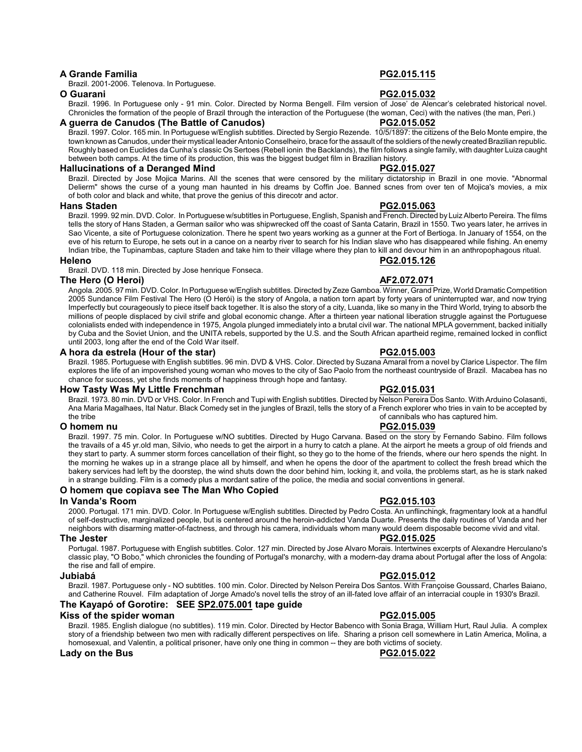**A Grande Familia** **PG2.015.115**

Brazil. 2001-2006. Telenova. In Portuguese.

**O Guarani** **PG2.015.032**

Brazil. 1996. In Portuguese only - 91 min. Color. Directed by Norma Bengell. Film version of Jose' de Alencar's celebrated historical novel. Chronicles the formation of the people of Brazil through the interaction of the Portuguese (the woman, Ceci) with the natives (the man, Peri.)

**A guerra de Canudos (The Battle of Canudos)** **PG2.015.052**

Brazil. 1997. Color. 165 min. In Portuguese w/English subtitles. Directed by Sergio Rezende. 10/5/1897: the citizens of the Belo Monte empire, the town known as Canudos, under their mystical leader Antonio Conselheiro, brace for the assault of the soldiers of the newly created Brazilian republic. Roughly based on Euclides da Cunha's classic Os Sertoes (Rebell ionin the Backlands), the film follows a single family, with daughter Luiza caught between both camps. At the time of its production, this was the biggest budget film in Brazilian history.

**Hallucinations of a Deranged Mind** **PG2.015.027**

Brazil. Directed by Jose Mojica Marins. All the scenes that were censored by the military dictatorship in Brazil in one movie. "Abnormal Delierm" shows the curse of a young man haunted in his dreams by Coffin Joe. Banned scnes from over ten of Mojica's movies, a mix of both color and black and white, that prove the genius of this direcotr and actor.

**Hans Staden** **PG2.015.063**

Brazil. 1999. 92 min. DVD. Color. In Portuguese w/subtitles in Portuguese, English, Spanish and French. Directed by Luiz Alberto Pereira. The films tells the story of Hans Staden, a German sailor who was shipwrecked off the coast of Santa Catarin, Brazil in 1550. Two years later, he arrives in Sao Vicente, a site of Portuguese colonization. There he spent two years working as a gunner at the Fort of Bertioga. In January of 1554, on the eve of his return to Europe, he sets out in a canoe on a nearby river to search for his Indian slave who has disappeared while fishing. An enemy Indian tribe, the Tupinambas, capture Staden and take him to their village where they plan to kill and devour him in an anthropophagous ritual.

**Heleno** **PG2.015.126**

Brazil. DVD. 118 min. Directed by Jose henrique Fonseca.

**The Hero (O Heroi)** **AF2.072.071**

Angola. 2005. 97 min. DVD. Color. In Portuguese w/English subtitles. Directed by Zeze Gamboa. Winner, Grand Prize, World Dramatic Competition 2005 Sundance Film Festival The Hero (O Herói) is the story of Angola, a nation torn apart by forty years of uninterrupted war, and now trying Imperfectly but courageously to piece itself back together. It is also the story of a city, Luanda, like so many in the Third World, trying to absorb the millions of people displaced by civil strife and global economic change. After a thirteen year national liberation struggle against the Portuguese colonialists ended with independence in 1975, Angola plunged immediately into a brutal civil war. The national MPLA government, backed initially by Cuba and the Soviet Union, and the UNITA rebels, supported by the U.S. and the South African apartheid regime, remained locked in conflict until 2003, long after the end of the Cold War itself.

**A hora da estrela (Hour of the star)** **PG2.015.003**

Brazil. 1985. Portuguese with English subtitles. 96 min. DVD & VHS. Color. Directed by Suzana Amaral from a novel by Clarice Lispector. The film explores the life of an impoverished young woman who moves to the city of Sao Paolo from the northeast countryside of Brazil. Macabea has no chance for success, yet she finds moments of happiness through hope and fantasy.

**How Tasty Was My Little Frenchman** **PG2.015.031**

Brazil. 1973. 80 min. DVD or VHS. Color. In French and Tupi with English subtitles. Directed by Nelson Pereira Dos Santo. With Arduino Colasanti, Ana Maria Magalhaes, Ital Natur. Black Comedy set in the jungles of Brazil, tells the story of a French explorer who tries in vain to be accepted by the tribe of cannibals who has captured him.

**O homem nu** **PG2.015.039**

Brazil. 1997. 75 min. Color. In Portuguese w/NO subtitles. Directed by Hugo Carvana. Based on the story by Fernando Sabino. Film follows the travails of a 45 yr.old man, Silvio, who needs to get the airport in a hurry to catch a plane. At the airport he meets a group of old friends and they start to party. A summer storm forces cancellation of their flight, so they go to the home of the friends, where our hero spends the night. In the morning he wakes up in a strange place all by himself, and when he opens the door of the apartment to collect the fresh bread which the bakery services had left by the doorstep, the wind shuts down the door behind him, locking it, and voila, the problems start, as he is stark naked in a strange building. Film is a comedy plus a mordant satire of the police, the media and social conventions in general.

**O homem que copiava see The Man Who Copied**

**In Vanda's Room** **PG2.015.103**

2000. Portugal. 171 min. DVD. Color. In Portuguese w/English subtitles. Directed by Pedro Costa. An unflinchingk, fragmentary look at a handful of self-destructive, marginalized people, but is centered around the heroin-addicted Vanda Duarte. Presents the daily routines of Vanda and her neighbors with disarming matter-of-factness, and through his camera, individuals whom many would deem disposable become vivid and vital.

**The Jester** **PG2.015.025**

Portugal. 1987. Portuguese with English subtitles. Color. 127 min. Directed by Jose Alvaro Morais. Intertwines excerpts of Alexandre Herculano's classic play, "O Bobo," which chronicles the founding of Portugal's monarchy, with a modern-day drama about Portugal after the loss of Angola: the rise and fall of empire.

**Jubiabá** **PG2.015.012**

Brazil. 1987. Portuguese only - NO subtitles. 100 min. Color. Directed by Nelson Pereira Dos Santos. With Françoise Goussard, Charles Baiano, and Catherine Rouvel. Film adaptation of Jorge Amado's novel tells the stroy of an ill-fated love affair of an interracial couple in 1930's Brazil.

**The Kayapó of Gorotire: SEE SP2.075.001 tape guide**

**Kiss of the spider woman** **PG2.015.005**

Brazil. 1985. English dialogue (no subtitles). 119 min. Color. Directed by Hector Babenco with Sonia Braga, William Hurt, Raul Julia. A complex story of a friendship between two men with radically different perspectives on life. Sharing a prison cell somewhere in Latin America, Molina, a homosexual, and Valentin, a political prisoner, have only one thing in common -- they are both victims of society.

**Lady on the Bus** **PG2.015.022**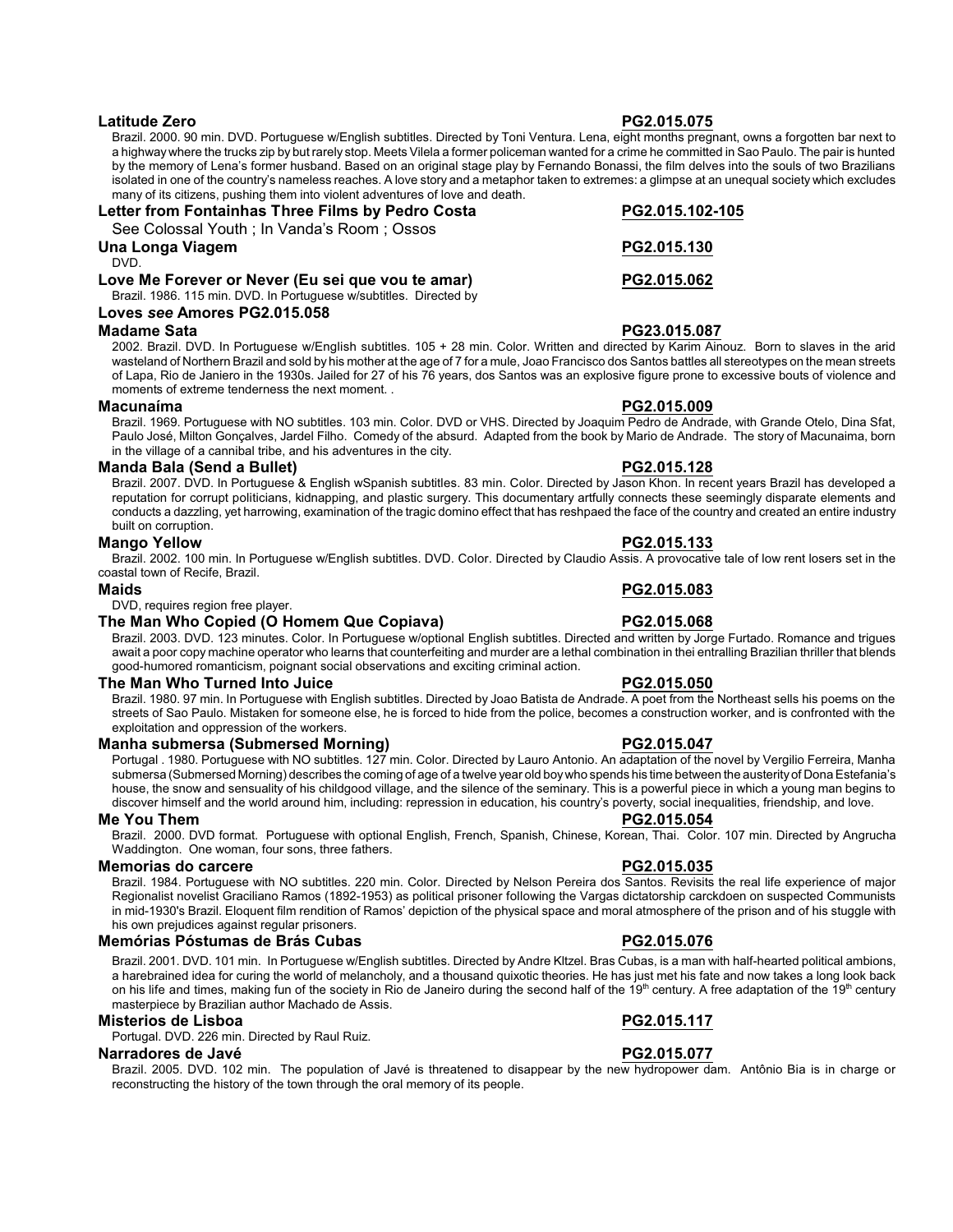**Latitude Zero** **PG2.015.075**

Brazil. 2000. 90 min. DVD. Portuguese w/English subtitles. Directed by Toni Ventura. Lena, eight months pregnant, owns a forgotten bar next to a highway where the trucks zip by but rarely stop. Meets Vilela a former policeman wanted for a crime he committed in Sao Paulo. The pair is hunted by the memory of Lena's former husband. Based on an original stage play by Fernando Bonassi, the film delves into the souls of two Brazilians isolated in one of the country's nameless reaches. A love story and a metaphor taken to extremes: a glimpse at an unequal society which excludes many of its citizens, pushing them into violent adventures of love and death.

**Letter from Fontainhas Three Films by Pedro Costa** **PG2.015.102-105**

See Colossal Youth ; In Vanda's Room ; Ossos

**Una Longa Viagem** **PG2.015.130**

DVD.

**Love Me Forever or Never (Eu sei que vou te amar)** **PG2.015.062**

Brazil. 1986. 115 min. DVD. In Portuguese w/subtitles. Directed by

**Loves *see* Amores PG2.015.058**

**Madame Sata** **PG23.015.087**

2002. Brazil. DVD. In Portuguese w/English subtitles. 105 + 28 min. Color. Written and directed by Karim Aïnouz. Born to slaves in the arid wasteland of Northern Brazil and sold by his mother at the age of 7 for a mule, Joao Francisco dos Santos battles all stereotypes on the mean streets of Lapa, Rio de Janiero in the 1930s. Jailed for 27 of his 76 years, dos Santos was an explosive figure prone to excessive bouts of violence and moments of extreme tenderness the next moment. .

**Macunaíma** **PG2.015.009**

Brazil. 1969. Portuguese with NO subtitles. 103 min. Color. DVD or VHS. Directed by Joaquim Pedro de Andrade, with Grande Otelo, Dina Sfat, Paulo José, Milton Gonçalves, Jardel Filho. Comedy of the absurd. Adapted from the book by Mario de Andrade. The story of Macunaima, born in the village of a cannibal tribe, and his adventures in the city.

**Manda Bala (Send a Bullet)** **PG2.015.128**

Brazil. 2007. DVD. In Portuguese & English wSpanish subtitles. 83 min. Color. Directed by Jason Khon. In recent years Brazil has developed a reputation for corrupt politicians, kidnapping, and plastic surgery. This documentary artfully connects these seemingly disparate elements and conducts a dazzling, yet harrowing, examination of the tragic domino effect that has reshpaed the face of the country and created an entire industry built on corruption.

**Mango Yellow** **PG2.015.133**

Brazil. 2002. 100 min. In Portuguese w/English subtitles. DVD. Color. Directed by Claudio Assis. A provocative tale of low rent losers set in the coastal town of Recife, Brazil.

**Maids** **PG2.015.083**

DVD, requires region free player.

**The Man Who Copied (O Homem Que Copiava)** **PG2.015.068**

Brazil. 2003. DVD. 123 minutes. Color. In Portuguese w/optional English subtitles. Directed and written by Jorge Furtado. Romance and trigues await a poor copy machine operator who learns that counterfeiting and murder are a lethal combination in thei entralling Brazilian thriller that blends good-humored romanticism, poignant social observations and exciting criminal action.

**The Man Who Turned Into Juice** **PG2.015.050**

Brazil. 1980. 97 min. In Portuguese with English subtitles. Directed by Joao Batista de Andrade. A poet from the Northeast sells his poems on the streets of Sao Paulo. Mistaken for someone else, he is forced to hide from the police, becomes a construction worker, and is confronted with the exploitation and oppression of the workers.

**Manha submersa (Submersed Morning)** **PG2.015.047**

Portugal . 1980. Portuguese with NO subtitles. 127 min. Color. Directed by Lauro Antonio. An adaptation of the novel by Vergilio Ferreira, Manha submersa (Submersed Morning) describes the coming of age of a twelve year old boy who spends his time between the austerity of Dona Estefania's house, the snow and sensuality of his childgood village, and the silence of the seminary. This is a powerful piece in which a young man begins to discover himself and the world around him, including: repression in education, his country's poverty, social inequalities, friendship, and love.

**Me You Them** **PG2.015.054**

Brazil. 2000. DVD format. Portuguese with optional English, French, Spanish, Chinese, Korean, Thai. Color. 107 min. Directed by Angrucha Waddington. One woman, four sons, three fathers.

**Memorias do carcere** **PG2.015.035**

Brazil. 1984. Portuguese with NO subtitles. 220 min. Color. Directed by Nelson Pereira dos Santos. Revisits the real life experience of major Regionalist novelist Graciliano Ramos (1892-1953) as political prisoner following the Vargas dictatorship carckdoen on suspected Communists in mid-1930's Brazil. Eloquent film rendition of Ramos' depiction of the physical space and moral atmosphere of the prison and of his stuggle with his own prejudices against regular prisoners.

**Memórias Póstumas de Brás Cubas** **PG2.015.076**

Brazil. 2001. DVD. 101 min. In Portuguese w/English subtitles. Directed by Andre Kltzel. Bras Cubas, is a man with half-hearted political ambions, a harebrained idea for curing the world of melancholy, and a thousand quixotic theories. He has just met his fate and now takes a long look back on his life and times, making fun of the society in Rio de Janeiro during the second half of the 19th century. A free adaptation of the 19th century masterpiece by Brazilian author Machado de Assis.

**Misterios de Lisboa** **PG2.015.117**

Portugal. DVD. 226 min. Directed by Raul Ruiz.

**Narradores de Javé** **PG2.015.077**

Brazil. 2005. DVD. 102 min. The population of Javé is threatened to disappear by the new hydropower dam. Antônio Bia is in charge or reconstructing the history of the town through the oral memory of its people.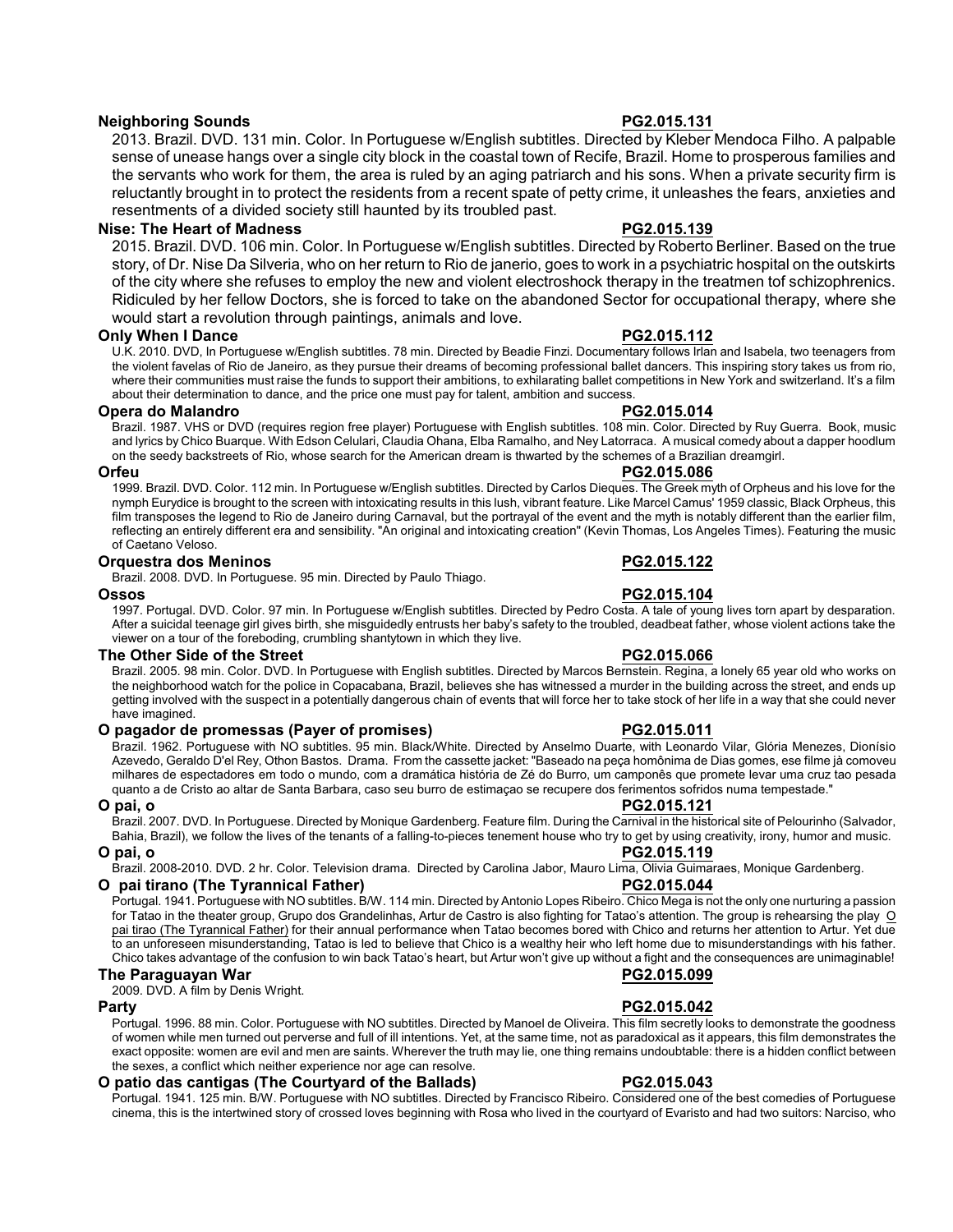**Neighboring Sounds** **PG2.015.131**

2013. Brazil. DVD. 131 min. Color. In Portuguese w/English subtitles. Directed by Kleber Mendoca Filho. A palpable sense of unease hangs over a single city block in the coastal town of Recife, Brazil. Home to prosperous families and the servants who work for them, the area is ruled by an aging patriarch and his sons. When a private security firm is reluctantly brought in to protect the residents from a recent spate of petty crime, it unleashes the fears, anxieties and resentments of a divided society still haunted by its troubled past.

**Nise: The Heart of Madness** **PG2.015.139**

2015. Brazil. DVD. 106 min. Color. In Portuguese w/English subtitles. Directed by Roberto Berliner. Based on the true story, of Dr. Nise Da Silveria, who on her return to Rio de janerio, goes to work in a psychiatric hospital on the outskirts of the city where she refuses to employ the new and violent electroshock therapy in the treatmen tof schizophrenics. Ridiculed by her fellow Doctors, she is forced to take on the abandoned Sector for occupational therapy, where she would start a revolution through paintings, animals and love.

**Only When I Dance** **PG2.015.112**

U.K. 2010. DVD, In Portuguese w/English subtitles. 78 min. Directed by Beadie Finzi. Documentary follows Irlan and Isabela, two teenagers from the violent favelas of Rio de Janeiro, as they pursue their dreams of becoming professional ballet dancers. This inspiring story takes us from rio, where their communities must raise the funds to support their ambitions, to exhilarating ballet competitions in New York and switzerland. It's a film about their determination to dance, and the price one must pay for talent, ambition and success.

**Opera do Malandro** **PG2.015.014**

Brazil. 1987. VHS or DVD (requires region free player) Portuguese with English subtitles. 108 min. Color. Directed by Ruy Guerra. Book, music and lyrics by Chico Buarque. With Edson Celulari, Claudia Ohana, Elba Ramalho, and Ney Latorraca. A musical comedy about a dapper hoodlum on the seedy backstreets of Rio, whose search for the American dream is thwarted by the schemes of a Brazilian dreamgirl.

**Orfeu** **PG2.015.086**

1999. Brazil. DVD. Color. 112 min. In Portuguese w/English subtitles. Directed by Carlos Dieques. The Greek myth of Orpheus and his love for the nymph Eurydice is brought to the screen with intoxicating results in this lush, vibrant feature. Like Marcel Camus' 1959 classic, Black Orpheus, this film transposes the legend to Rio de Janeiro during Carnaval, but the portrayal of the event and the myth is notably different than the earlier film, reflecting an entirely different era and sensibility. "An original and intoxicating creation" (Kevin Thomas, Los Angeles Times). Featuring the music of Caetano Veloso.

**Orquestra dos Meninos** **PG2.015.122**

Brazil. 2008. DVD. In Portuguese. 95 min. Directed by Paulo Thiago.

**Ossos** **PG2.015.104**

1997. Portugal. DVD. Color. 97 min. In Portuguese w/English subtitles. Directed by Pedro Costa. A tale of young lives torn apart by desparation. After a suicidal teenage girl gives birth, she misguidedly entrusts her baby's safety to the troubled, deadbeat father, whose violent actions take the viewer on a tour of the foreboding, crumbling shantytown in which they live.

**The Other Side of the Street** **PG2.015.066**

Brazil. 2005. 98 min. Color. DVD. In Portuguese with English subtitles. Directed by Marcos Bernstein. Regina, a lonely 65 year old who works on the neighborhood watch for the police in Copacabana, Brazil, believes she has witnessed a murder in the building across the street, and ends up getting involved with the suspect in a potentially dangerous chain of events that will force her to take stock of her life in a way that she could never have imagined.

**O pagador de promessas (Payer of promises)** **PG2.015.011**

Brazil. 1962. Portuguese with NO subtitles. 95 min. Black/White. Directed by Anselmo Duarte, with Leonardo Vilar, Glória Menezes, Dionísio Azevedo, Geraldo D'el Rey, Othon Bastos. Drama. From the cassette jacket: "Baseado na peça homônima de Dias gomes, ese filme jà comoveu milhares de espectadores em todo o mundo, com a dramática história de Zé do Burro, um camponês que promete levar uma cruz tao pesada quanto a de Cristo ao altar de Santa Barbara, caso seu burro de estimaçao se recupere dos ferimentos sofridos numa tempestade."

**O pai, o** **PG2.015.121**

Brazil. 2007. DVD. In Portuguese. Directed by Monique Gardenberg. Feature film. During the Carnival in the historical site of Pelourinho (Salvador, Bahia, Brazil), we follow the lives of the tenants of a falling-to-pieces tenement house who try to get by using creativity, irony, humor and music.

**O pai, o** **PG2.015.119**

Brazil. 2008-2010. DVD. 2 hr. Color. Television drama. Directed by Carolina Jabor, Mauro Lima, Olivia Guimaraes, Monique Gardenberg.

**O pai tirano (The Tyrannical Father)** **PG2.015.044**

Portugal. 1941. Portuguese with NO subtitles. B/W. 114 min. Directed by Antonio Lopes Ribeiro. Chico Mega is not the only one nurturing a passion for Tatao in the theater group, Grupo dos Grandelinhas, Artur de Castro is also fighting for Tatao's attention. The group is rehearsing the play O pai tirao (The Tyrannical Father) for their annual performance when Tatao becomes bored with Chico and returns her attention to Artur. Yet due to an unforeseen misunderstanding, Tatao is led to believe that Chico is a wealthy heir who left home due to misunderstandings with his father. Chico takes advantage of the confusion to win back Tatao's heart, but Artur won't give up without a fight and the consequences are unimaginable!

**The Paraguayan War** **PG2.015.099**

2009. DVD. A film by Denis Wright.

**Party** **PG2.015.042**

Portugal. 1996. 88 min. Color. Portuguese with NO subtitles. Directed by Manoel de Oliveira. This film secretly looks to demonstrate the goodness of women while men turned out perverse and full of ill intentions. Yet, at the same time, not as paradoxical as it appears, this film demonstrates the exact opposite: women are evil and men are saints. Wherever the truth may lie, one thing remains undoubtable: there is a hidden conflict between the sexes, a conflict which neither experience nor age can resolve.

**O patio das cantigas (The Courtyard of the Ballads)** **PG2.015.043**

Portugal. 1941. 125 min. B/W. Portuguese with NO subtitles. Directed by Francisco Ribeiro. Considered one of the best comedies of Portuguese cinema, this is the intertwined story of crossed loves beginning with Rosa who lived in the courtyard of Evaristo and had two suitors: Narciso, who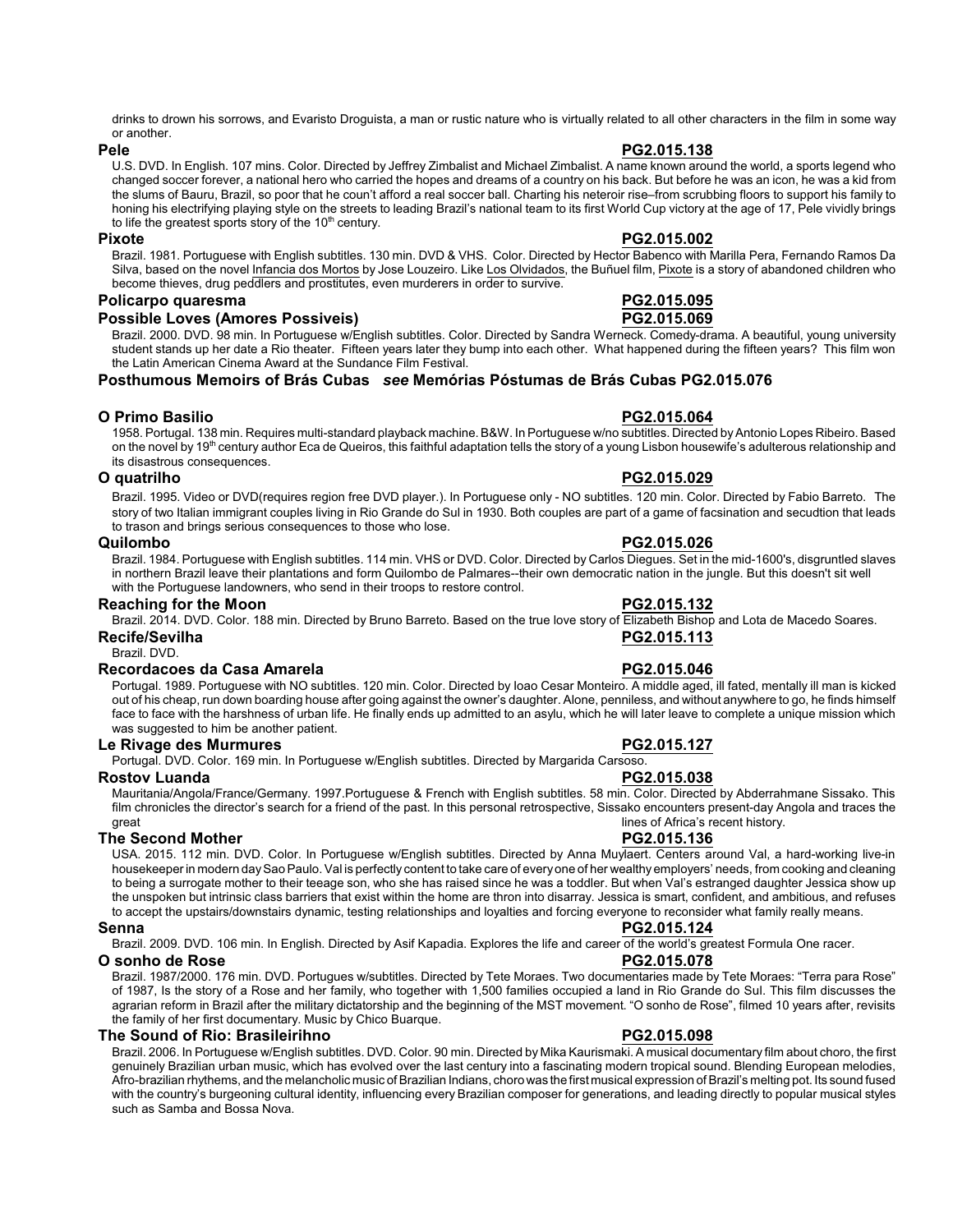drinks to drown his sorrows, and Evaristo Droguista, a man or rustic nature who is virtually related to all other characters in the film in some way or another.

**Pele** **PG2.015.138**

U.S. DVD. In English. 107 mins. Color. Directed by Jeffrey Zimbalist and Michael Zimbalist. A name known around the world, a sports legend who changed soccer forever, a national hero who carried the hopes and dreams of a country on his back. But before he was an icon, he was a kid from the slums of Bauru, Brazil, so poor that he coun't afford a real soccer ball. Charting his neteroir rise–from scrubbing floors to support his family to honing his electrifying playing style on the streets to leading Brazil's national team to its first World Cup victory at the age of 17, Pele vividly brings to life the greatest sports story of the 10th century.

**Pixote** **PG2.015.002**

Brazil. 1981. Portuguese with English subtitles. 130 min. DVD & VHS. Color. Directed by Hector Babenco with Marilla Pera, Fernando Ramos Da Silva, based on the novel Infancia dos Mortos by Jose Louzeiro. Like Los Olvidados, the Buñuel film, Pixote is a story of abandoned children who become thieves, drug peddlers and prostitutes, even murderers in order to survive.

**Policarpo quaresma** **PG2.015.095**

**Possible Loves (Amores Possiveis)** **PG2.015.069**

Brazil. 2000. DVD. 98 min. In Portuguese w/English subtitles. Color. Directed by Sandra Werneck. Comedy-drama. A beautiful, young university student stands up her date a Rio theater. Fifteen years later they bump into each other. What happened during the fifteen years? This film won the Latin American Cinema Award at the Sundance Film Festival.

**Posthumous Memoirs of Brás Cubas *see* Memórias Póstumas de Brás Cubas PG2.015.076**

**O Primo Basilio** **PG2.015.064**

1958. Portugal. 138 min. Requires multi-standard playback machine. B&W. In Portuguese w/no subtitles. Directed by Antonio Lopes Ribeiro. Based on the novel by 19th century author Eca de Queiros, this faithful adaptation tells the story of a young Lisbon housewife's adulterous relationship and its disastrous consequences.

**O quatrilho** **PG2.015.029**

Brazil. 1995. Video or DVD(requires region free DVD player.). In Portuguese only - NO subtitles. 120 min. Color. Directed by Fabio Barreto. The story of two Italian immigrant couples living in Rio Grande do Sul in 1930. Both couples are part of a game of facsination and secudtion that leads to trason and brings serious consequences to those who lose.

**Quilombo** **PG2.015.026**

Brazil. 1984. Portuguese with English subtitles. 114 min. VHS or DVD. Color. Directed by Carlos Diegues. Set in the mid-1600's, disgruntled slaves in northern Brazil leave their plantations and form Quilombo de Palmares--their own democratic nation in the jungle. But this doesn't sit well with the Portuguese landowners, who send in their troops to restore control.

**Reaching for the Moon** **PG2.015.132**

Brazil. 2014. DVD. Color. 188 min. Directed by Bruno Barreto. Based on the true love story of Elizabeth Bishop and Lota de Macedo Soares.

**Recife/Sevilha** **PG2.015.113**

Brazil. DVD.

**Recordacoes da Casa Amarela** **PG2.015.046**

Portugal. 1989. Portuguese with NO subtitles. 120 min. Color. Directed by Ioao Cesar Monteiro. A middle aged, ill fated, mentally ill man is kicked out of his cheap, run down boarding house after going against the owner's daughter. Alone, penniless, and without anywhere to go, he finds himself face to face with the harshness of urban life. He finally ends up admitted to an asylu, which he will later leave to complete a unique mission which was suggested to him be another patient.

**Le Rivage des Murmures** **PG2.015.127**

Portugal. DVD. Color. 169 min. In Portuguese w/English subtitles. Directed by Margarida Carsoso.

**Rostov Luanda** **PG2.015.038**

Mauritania/Angola/France/Germany. 1997.Portuguese & French with English subtitles. 58 min. Color. Directed by Abderrahmane Sissako. This film chronicles the director's search for a friend of the past. In this personal retrospective, Sissako encounters present-day Angola and traces the great lines of Africa's recent history.

**The Second Mother** **PG2.015.136**

USA. 2015. 112 min. DVD. Color. In Portuguese w/English subtitles. Directed by Anna Muylaert. Centers around Val, a hard-working live-in housekeeper in modern day Sao Paulo. Val is perfectly content to take care of everyone of her wealthy employers' needs, from cooking and cleaning to being a surrogate mother to their teeage son, who she has raised since he was a toddler. But when Val's estranged daughter Jessica show up the unspoken but intrinsic class barriers that exist within the home are thron into disarray. Jessica is smart, confident, and ambitious, and refuses to accept the upstairs/downstairs dynamic, testing relationships and loyalties and forcing everyone to reconsider what family really means.

**Senna** **PG2.015.124**

Brazil. 2009. DVD. 106 min. In English. Directed by Asif Kapadia. Explores the life and career of the world's greatest Formula One racer.

**O sonho de Rose** **PG2.015.078**

Brazil. 1987/2000. 176 min. DVD. Portugues w/subtitles. Directed by Tete Moraes. Two documentaries made by Tete Moraes: "Terra para Rose" of 1987, Is the story of a Rose and her family, who together with 1,500 families occupied a land in Rio Grande do Sul. This film discusses the agrarian reform in Brazil after the military dictatorship and the beginning of the MST movement. "O sonho de Rose", filmed 10 years after, revisits the family of her first documentary. Music by Chico Buarque.

**The Sound of Rio: Brasileirihno** **PG2.015.098**

Brazil. 2006. In Portuguese w/English subtitles. DVD. Color. 90 min. Directed by Mika Kaurismaki. A musical documentary film about choro, the first genuinely Brazilian urban music, which has evolved over the last century into a fascinating modern tropical sound. Blending European melodies, Afro-brazilian rhythms, and the melancholic music of Brazilian Indians, choro was the first musical expression of Brazil's melting pot. Its sound fused with the country's burgeoning cultural identity, influencing every Brazilian composer for generations, and leading directly to popular musical styles such as Samba and Bossa Nova.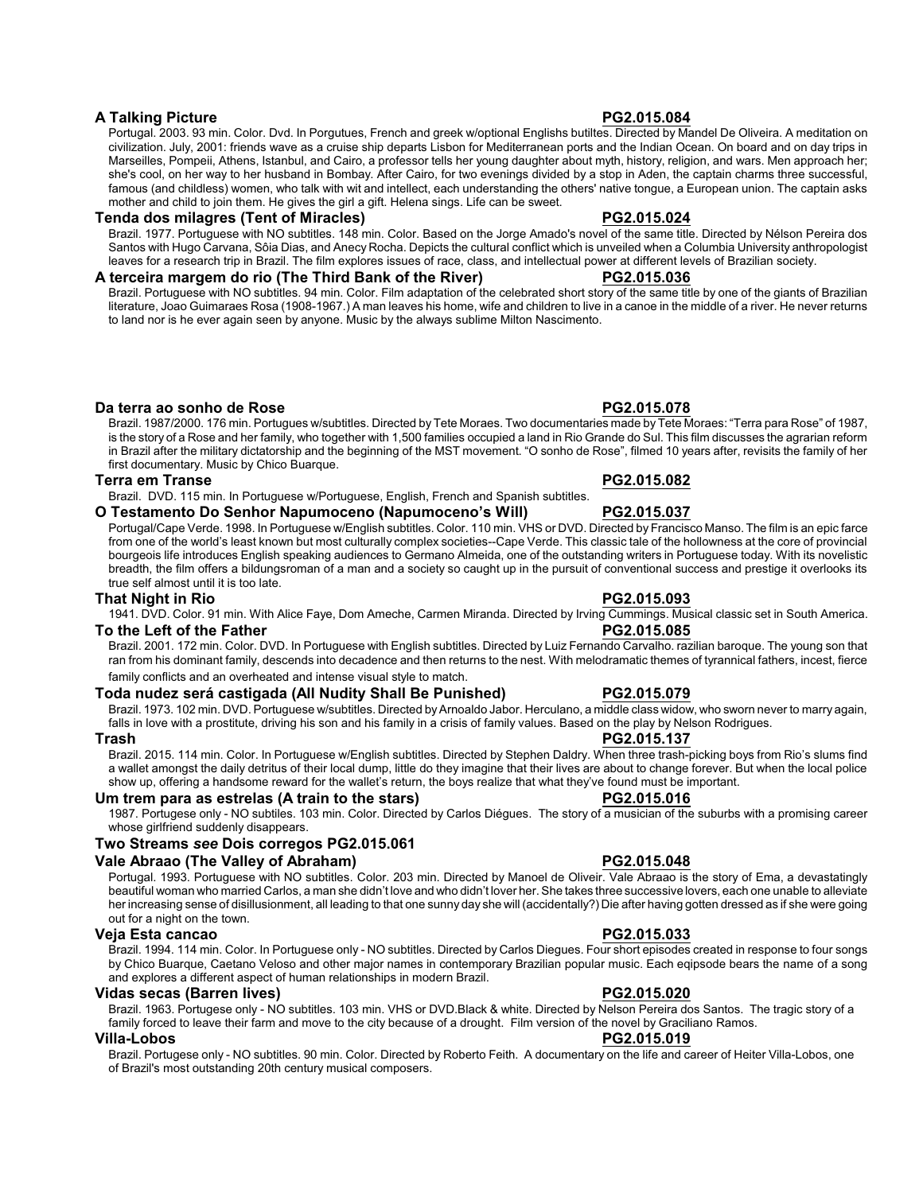**A Talking Picture** **PG2.015.084**

Portugal. 2003. 93 min. Color. Dvd. In Porgutues, French and greek w/optional Englishs butiltes. Directed by Mandel De Oliveira. A meditation on civilization. July, 2001: friends wave as a cruise ship departs Lisbon for Mediterranean ports and the Indian Ocean. On board and on day trips in Marseilles, Pompeii, Athens, Istanbul, and Cairo, a professor tells her young daughter about myth, history, religion, and wars. Men approach her; she's cool, on her way to her husband in Bombay. After Cairo, for two evenings divided by a stop in Aden, the captain charms three successful, famous (and childless) women, who talk with wit and intellect, each understanding the others' native tongue, a European union. The captain asks mother and child to join them. He gives the girl a gift. Helena sings. Life can be sweet.

**Tenda dos milagres (Tent of Miracles)** **PG2.015.024**

Brazil. 1977. Portuguese with NO subtitles. 148 min. Color. Based on the Jorge Amado's novel of the same title. Directed by Nélson Pereira dos Santos with Hugo Carvana, Sôia Dias, and Anecy Rocha. Depicts the cultural conflict which is unveiled when a Columbia University anthropologist leaves for a research trip in Brazil. The film explores issues of race, class, and intellectual power at different levels of Brazilian society.

**A terceira margem do rio (The Third Bank of the River)** **PG2.015.036**

Brazil. Portuguese with NO subtitles. 94 min. Color. Film adaptation of the celebrated short story of the same title by one of the giants of Brazilian literature, Joao Guimaraes Rosa (1908-1967.) A man leaves his home, wife and children to live in a canoe in the middle of a river. He never returns to land nor is he ever again seen by anyone. Music by the always sublime Milton Nascimento.

**Da terra ao sonho de Rose** **PG2.015.078**

Brazil. 1987/2000. 176 min. Portugues w/subtitles. Directed by Tete Moraes. Two documentaries made by Tete Moraes: "Terra para Rose" of 1987, is the story of a Rose and her family, who together with 1,500 families occupied a land in Rio Grande do Sul. This film discusses the agrarian reform in Brazil after the military dictatorship and the beginning of the MST movement. "O sonho de Rose", filmed 10 years after, revisits the family of her first documentary. Music by Chico Buarque.

**Terra em Transe** **PG2.015.082**

Brazil. DVD. 115 min. In Portuguese w/Portuguese, English, French and Spanish subtitles.

**O Testamento Do Senhor Napumoceno (Napumoceno's Will)** **PG2.015.037**

Portugal/Cape Verde. 1998. In Portuguese w/English subtitles. Color. 110 min. VHS or DVD. Directed by Francisco Manso. The film is an epic farce from one of the world's least known but most culturally complex societies--Cape Verde. This classic tale of the hollowness at the core of provincial bourgeois life introduces English speaking audiences to Germano Almeida, one of the outstanding writers in Portuguese today. With its novelistic breadth, the film offers a bildungsroman of a man and a society so caught up in the pursuit of conventional success and prestige it overlooks its true self almost until it is too late.

**That Night in Rio** **PG2.015.093**

1941. DVD. Color. 91 min. With Alice Faye, Dom Ameche, Carmen Miranda. Directed by Irving Cummings. Musical classic set in South America.

**To the Left of the Father** **PG2.015.085**

Brazil. 2001. 172 min. Color. DVD. In Portuguese with English subtitles. Directed by Luiz Fernando Carvalho. razilian baroque. The young son that ran from his dominant family, descends into decadence and then returns to the nest. With melodramatic themes of tyrannical fathers, incest, fierce family conflicts and an overheated and intense visual style to match.

**Toda nudez será castigada (All Nudity Shall Be Punished)** **PG2.015.079**

Brazil. 1973. 102 min. DVD. Portuguese w/subtitles. Directed by Arnoaldo Jabor. Herculano, a middle class widow, who sworn never to marry again, falls in love with a prostitute, driving his son and his family in a crisis of family values. Based on the play by Nelson Rodrigues.

**Trash** **PG2.015.137**

Brazil. 2015. 114 min. Color. In Portuguese w/English subtitles. Directed by Stephen Daldry. When three trash-picking boys from Rio's slums find a wallet amongst the daily detritus of their local dump, little do they imagine that their lives are about to change forever. But when the local police show up, offering a handsome reward for the wallet's return, the boys realize that what they've found must be important.

**Um trem para as estrelas (A train to the stars)** **PG2.015.016**

1987. Portugese only - NO subtiles. 103 min. Color. Directed by Carlos Diégues. The story of a musician of the suburbs with a promising career whose girlfriend suddenly disappears.

**Two Streams *see* Dois corregos PG2.015.061**

**Vale Abraao (The Valley of Abraham)** **PG2.015.048**

Portugal. 1993. Portuguese with NO subtitles. Color. 203 min. Directed by Manoel de Oliveir. Vale Abraao is the story of Ema, a devastatingly beautiful woman who married Carlos, a man she didn't love and who didn't lover her. She takes three successive lovers, each one unable to alleviate her increasing sense of disillusionment, all leading to that one sunny day she will (accidentally?) Die after having gotten dressed as if she were going out for a night on the town.

**Veja Esta cancao** **PG2.015.033**

Brazil. 1994. 114 min. Color. In Portuguese only - NO subtitles. Directed by Carlos Diegues. Four short episodes created in response to four songs by Chico Buarque, Caetano Veloso and other major names in contemporary Brazilian popular music. Each eqipsode bears the name of a song and explores a different aspect of human relationships in modern Brazil.

**Vidas secas (Barren lives)** **PG2.015.020**

Brazil. 1963. Portugese only - NO subtitles. 103 min. VHS or DVD.Black & white. Directed by Nelson Pereira dos Santos. The tragic story of a family forced to leave their farm and move to the city because of a drought. Film version of the novel by Graciliano Ramos.

**Villa-Lobos** **PG2.015.019**

Brazil. Portugese only - NO subtitles. 90 min. Color. Directed by Roberto Feith. A documentary on the life and career of Heiter Villa-Lobos, one of Brazil's most outstanding 20th century musical composers.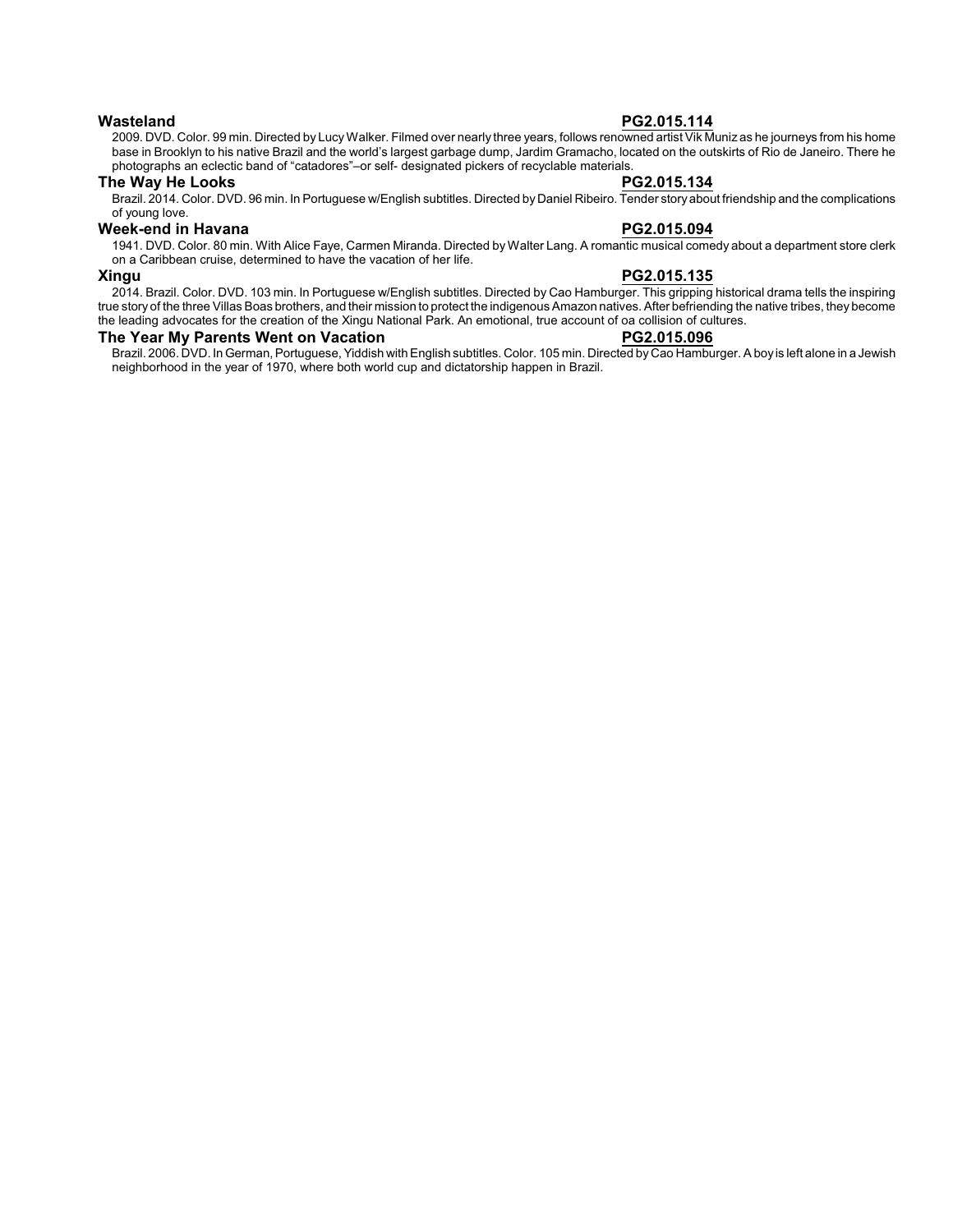**Wasteland** **PG2.015.114**

2009. DVD. Color. 99 min. Directed by Lucy Walker. Filmed over nearly three years, follows renowned artist Vik Muniz as he journeys from his home base in Brooklyn to his native Brazil and the world's largest garbage dump, Jardim Gramacho, located on the outskirts of Rio de Janeiro. There he photographs an eclectic band of "catadores"–or self- designated pickers of recyclable materials.

**The Way He Looks** **PG2.015.134**

Brazil. 2014. Color. DVD. 96 min. In Portuguese w/English subtitles. Directed by Daniel Ribeiro. Tender story about friendship and the complications of young love.

**Week-end in Havana** **PG2.015.094**

1941. DVD. Color. 80 min. With Alice Faye, Carmen Miranda. Directed by Walter Lang. A romantic musical comedy about a department store clerk on a Caribbean cruise, determined to have the vacation of her life.

**Xingu** **PG2.015.135**

2014. Brazil. Color. DVD. 103 min. In Portuguese w/English subtitles. Directed by Cao Hamburger. This gripping historical drama tells the inspiring true story of the three Villas Boas brothers, and their mission to protect the indigenous Amazon natives. After befriending the native tribes, they become the leading advocates for the creation of the Xingu National Park. An emotional, true account of oa collision of cultures.

**The Year My Parents Went on Vacation** **PG2.015.096**

Brazil. 2006. DVD. In German, Portuguese, Yiddish with English subtitles. Color. 105 min. Directed by Cao Hamburger. A boy is left alone in a Jewish neighborhood in the year of 1970, where both world cup and dictatorship happen in Brazil.